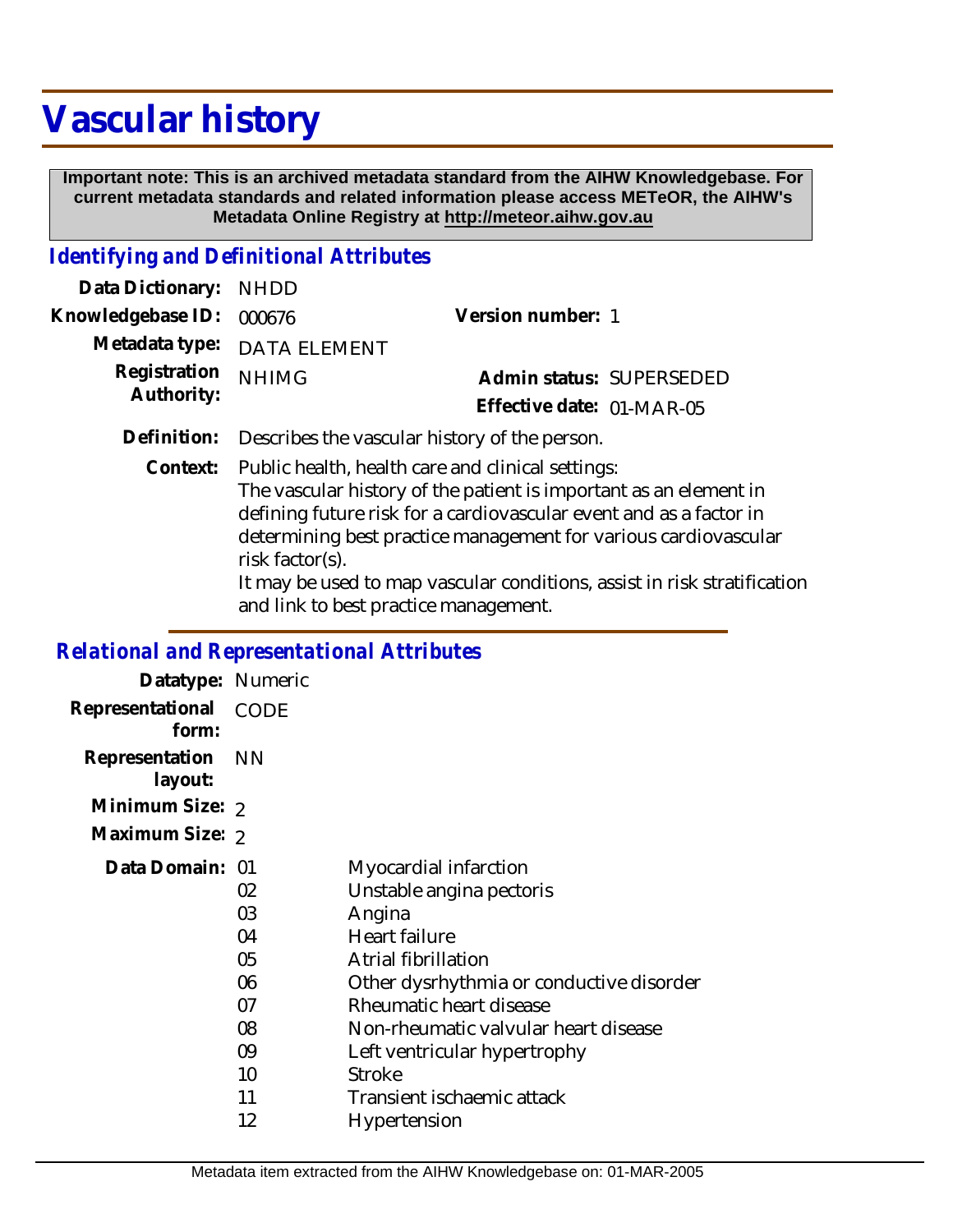# Vascular history

**Important note: This is an archived metadata standard from the AIHW Knowledgebase. For current metadata standards and related information please access METeOR, the AIHW's Metadata Online Registry at http://meteor.aihw.gov.au**

## *Identifying and Definitional Attributes*

| | | | |
|---|---|---|---|
| **Data Dictionary:** | NHDD | | |
| **Knowledgebase ID:** | 000676 | **Version number:** | 1 |
| **Metadata type:** | DATA ELEMENT | | |
| **Registration Authority:** | NHIMG | **Admin status:** | SUPERSEDED |
| | | **Effective date:** | 01-MAR-05 |

**Definition:** Describes the vascular history of the person.

**Context:** Public health, health care and clinical settings:
The vascular history of the patient is important as an element in defining future risk for a cardiovascular event and as a factor in determining best practice management for various cardiovascular risk factor(s).
It may be used to map vascular conditions, assist in risk stratification and link to best practice management.

## *Relational and Representational Attributes*

**Datatype:** Numeric

**Representational form:** CODE

**Representation layout:** NN

**Minimum Size:** 2

**Maximum Size:** 2

**Data Domain:**

| Code | Description |
|---|---|
| 01 | Myocardial infarction |
| 02 | Unstable angina pectoris |
| 03 | Angina |
| 04 | Heart failure |
| 05 | Atrial fibrillation |
| 06 | Other dysrhythmia or conductive disorder |
| 07 | Rheumatic heart disease |
| 08 | Non-rheumatic valvular heart disease |
| 09 | Left ventricular hypertrophy |
| 10 | Stroke |
| 11 | Transient ischaemic attack |
| 12 | Hypertension |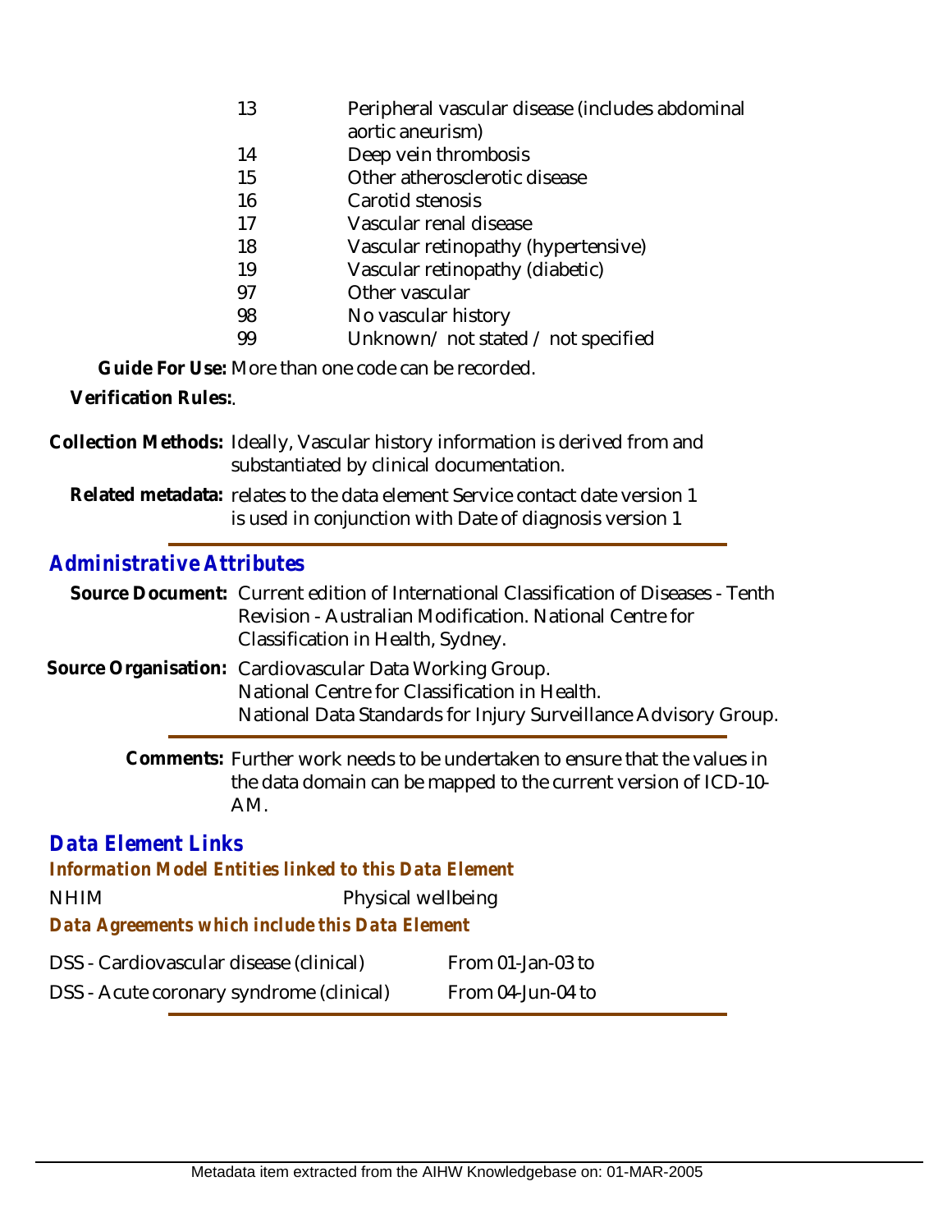| | |
|---|---|
| 13 | Peripheral vascular disease (includes abdominal aortic aneurism) |
| 14 | Deep vein thrombosis |
| 15 | Other atherosclerotic disease |
| 16 | Carotid stenosis |
| 17 | Vascular renal disease |
| 18 | Vascular retinopathy (hypertensive) |
| 19 | Vascular retinopathy (diabetic) |
| 97 | Other vascular |
| 98 | No vascular history |
| 99 | Unknown/ not stated / not specified |

**Guide For Use:** More than one code can be recorded.

**Verification Rules:**.

**Collection Methods:** Ideally, Vascular history information is derived from and substantiated by clinical documentation.

**Related metadata:** relates to the data element Service contact date version 1 is used in conjunction with Date of diagnosis version 1

## Administrative Attributes

**Source Document:** Current edition of International Classification of Diseases - Tenth Revision - Australian Modification. National Centre for Classification in Health, Sydney.

**Source Organisation:** Cardiovascular Data Working Group.
National Centre for Classification in Health.
National Data Standards for Injury Surveillance Advisory Group.

**Comments:** Further work needs to be undertaken to ensure that the values in the data domain can be mapped to the current version of ICD-10-AM.

## Data Element Links

### Information Model Entities linked to this Data Element

| | |
|---|---|
| NHIM | Physical wellbeing |

### Data Agreements which include this Data Element

| | |
|---|---|
| DSS - Cardiovascular disease (clinical) | From 01-Jan-03 to |
| DSS - Acute coronary syndrome (clinical) | From 04-Jun-04 to |

Metadata item extracted from the AIHW Knowledgebase on: 01-MAR-2005